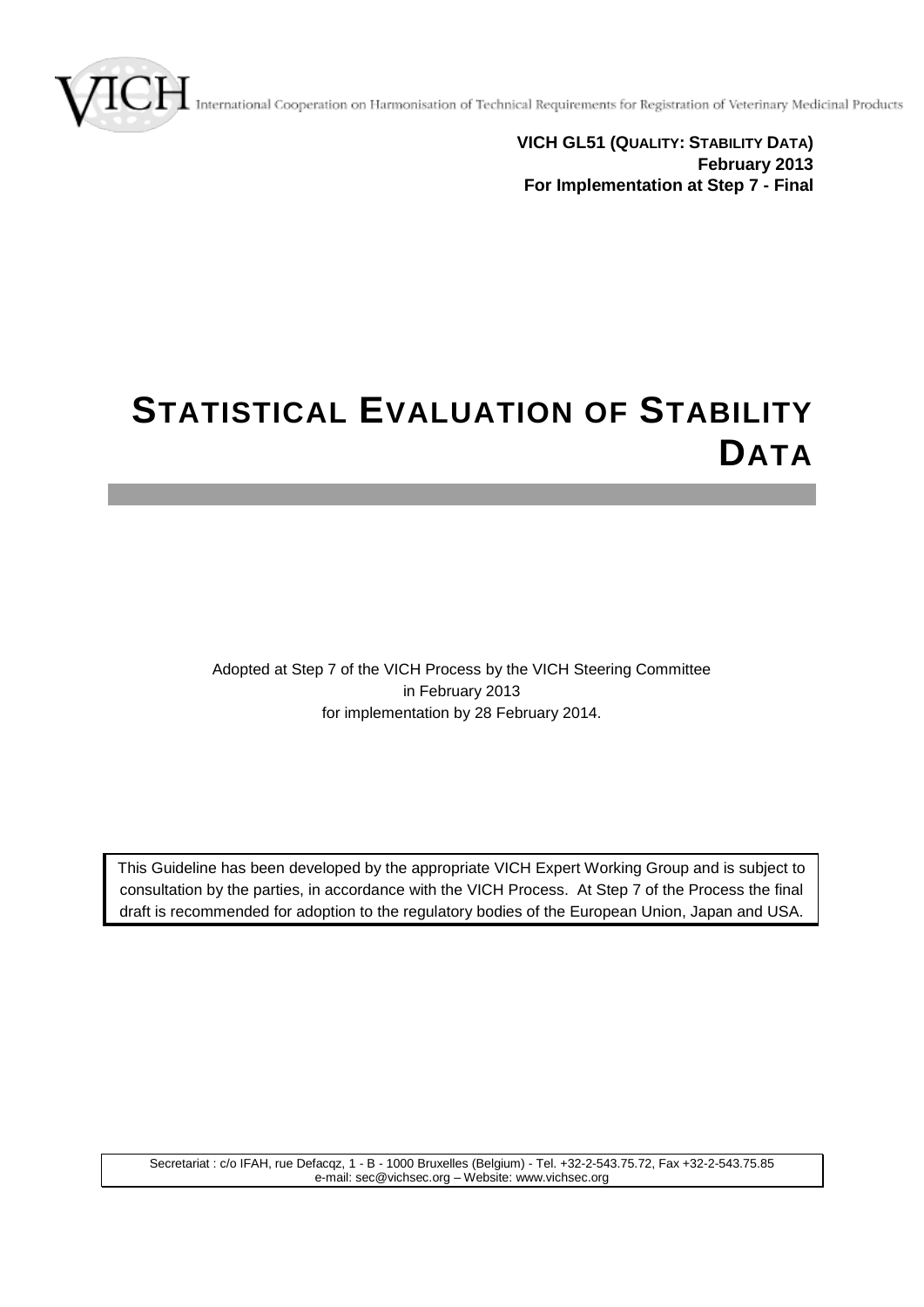VICH International Cooperation on Harmonisation of Technical Requirements for Registration of Veterinary Medicinal Products

**VICH GL51 (QUALITY: STABILITY DATA)**
**February 2013**
**For Implementation at Step 7 - Final**

# STATISTICAL EVALUATION OF STABILITY DATA

Adopted at Step 7 of the VICH Process by the VICH Steering Committee
in February 2013
for implementation by 28 February 2014.

This Guideline has been developed by the appropriate VICH Expert Working Group and is subject to consultation by the parties, in accordance with the VICH Process. At Step 7 of the Process the final draft is recommended for adoption to the regulatory bodies of the European Union, Japan and USA.

Secretariat : c/o IFAH, rue Defacqz, 1 - B - 1000 Bruxelles (Belgium) - Tel. +32-2-543.75.72, Fax +32-2-543.75.85
e-mail: sec@vichsec.org – Website: www.vichsec.org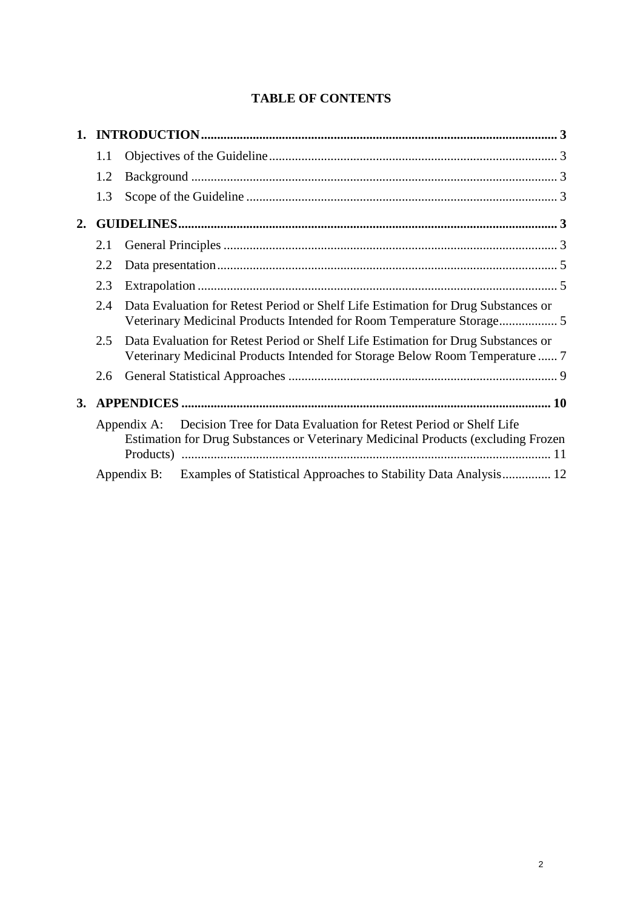**TABLE OF CONTENTS**

**1. INTRODUCTION ...... 3**

- 1.1 Objectives of the Guideline ...... 3
- 1.2 Background ...... 3
- 1.3 Scope of the Guideline ...... 3

**2. GUIDELINES ...... 3**

- 2.1 General Principles ...... 3
- 2.2 Data presentation ...... 5
- 2.3 Extrapolation ...... 5
- 2.4 Data Evaluation for Retest Period or Shelf Life Estimation for Drug Substances or Veterinary Medicinal Products Intended for Room Temperature Storage ...... 5
- 2.5 Data Evaluation for Retest Period or Shelf Life Estimation for Drug Substances or Veterinary Medicinal Products Intended for Storage Below Room Temperature ...... 7
- 2.6 General Statistical Approaches ...... 9

**3. APPENDICES ...... 10**

- Appendix A: Decision Tree for Data Evaluation for Retest Period or Shelf Life Estimation for Drug Substances or Veterinary Medicinal Products (excluding Frozen Products) ...... 11
- Appendix B: Examples of Statistical Approaches to Stability Data Analysis ...... 12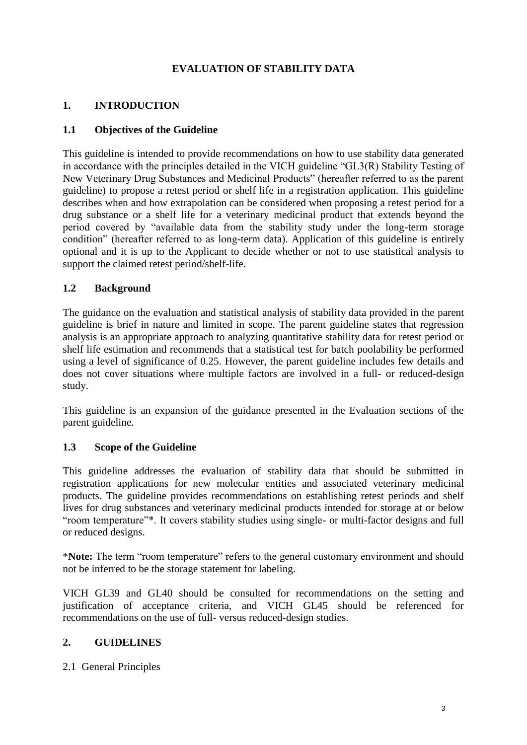# EVALUATION OF STABILITY DATA

## 1. INTRODUCTION

### 1.1 Objectives of the Guideline

This guideline is intended to provide recommendations on how to use stability data generated in accordance with the principles detailed in the VICH guideline "GL3(R) Stability Testing of New Veterinary Drug Substances and Medicinal Products" (hereafter referred to as the parent guideline) to propose a retest period or shelf life in a registration application. This guideline describes when and how extrapolation can be considered when proposing a retest period for a drug substance or a shelf life for a veterinary medicinal product that extends beyond the period covered by "available data from the stability study under the long-term storage condition" (hereafter referred to as long-term data). Application of this guideline is entirely optional and it is up to the Applicant to decide whether or not to use statistical analysis to support the claimed retest period/shelf-life.

### 1.2 Background

The guidance on the evaluation and statistical analysis of stability data provided in the parent guideline is brief in nature and limited in scope. The parent guideline states that regression analysis is an appropriate approach to analyzing quantitative stability data for retest period or shelf life estimation and recommends that a statistical test for batch poolability be performed using a level of significance of 0.25. However, the parent guideline includes few details and does not cover situations where multiple factors are involved in a full- or reduced-design study.

This guideline is an expansion of the guidance presented in the Evaluation sections of the parent guideline.

### 1.3 Scope of the Guideline

This guideline addresses the evaluation of stability data that should be submitted in registration applications for new molecular entities and associated veterinary medicinal products. The guideline provides recommendations on establishing retest periods and shelf lives for drug substances and veterinary medicinal products intended for storage at or below "room temperature"*. It covers stability studies using single- or multi-factor designs and full or reduced designs.

***Note:** The term "room temperature" refers to the general customary environment and should not be inferred to be the storage statement for labeling.

VICH GL39 and GL40 should be consulted for recommendations on the setting and justification of acceptance criteria, and VICH GL45 should be referenced for recommendations on the use of full- versus reduced-design studies.

## 2. GUIDELINES

2.1 General Principles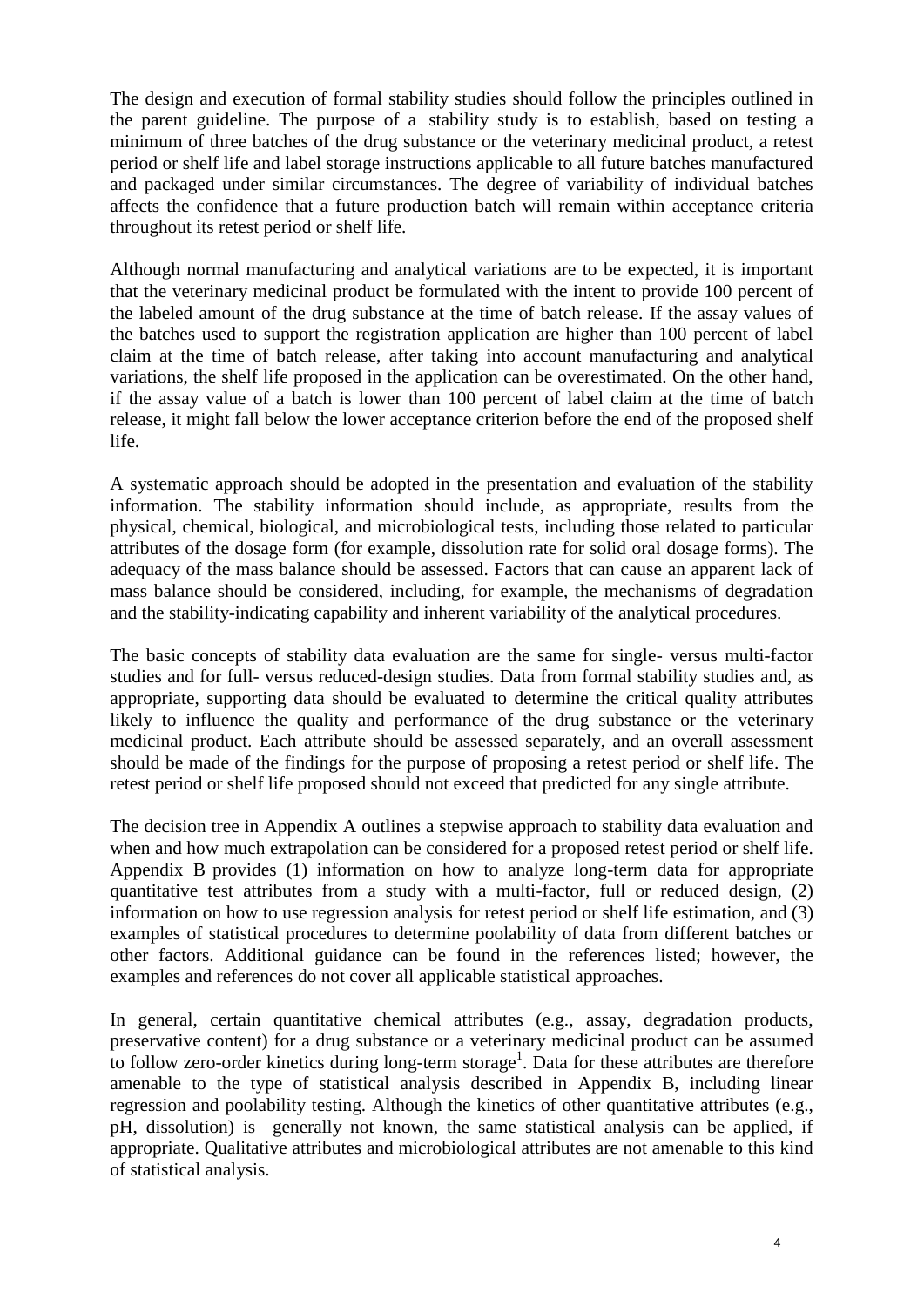The design and execution of formal stability studies should follow the principles outlined in the parent guideline. The purpose of a stability study is to establish, based on testing a minimum of three batches of the drug substance or the veterinary medicinal product, a retest period or shelf life and label storage instructions applicable to all future batches manufactured and packaged under similar circumstances. The degree of variability of individual batches affects the confidence that a future production batch will remain within acceptance criteria throughout its retest period or shelf life.

Although normal manufacturing and analytical variations are to be expected, it is important that the veterinary medicinal product be formulated with the intent to provide 100 percent of the labeled amount of the drug substance at the time of batch release. If the assay values of the batches used to support the registration application are higher than 100 percent of label claim at the time of batch release, after taking into account manufacturing and analytical variations, the shelf life proposed in the application can be overestimated. On the other hand, if the assay value of a batch is lower than 100 percent of label claim at the time of batch release, it might fall below the lower acceptance criterion before the end of the proposed shelf life.

A systematic approach should be adopted in the presentation and evaluation of the stability information. The stability information should include, as appropriate, results from the physical, chemical, biological, and microbiological tests, including those related to particular attributes of the dosage form (for example, dissolution rate for solid oral dosage forms). The adequacy of the mass balance should be assessed. Factors that can cause an apparent lack of mass balance should be considered, including, for example, the mechanisms of degradation and the stability-indicating capability and inherent variability of the analytical procedures.

The basic concepts of stability data evaluation are the same for single- versus multi-factor studies and for full- versus reduced-design studies. Data from formal stability studies and, as appropriate, supporting data should be evaluated to determine the critical quality attributes likely to influence the quality and performance of the drug substance or the veterinary medicinal product. Each attribute should be assessed separately, and an overall assessment should be made of the findings for the purpose of proposing a retest period or shelf life. The retest period or shelf life proposed should not exceed that predicted for any single attribute.

The decision tree in Appendix A outlines a stepwise approach to stability data evaluation and when and how much extrapolation can be considered for a proposed retest period or shelf life. Appendix B provides (1) information on how to analyze long-term data for appropriate quantitative test attributes from a study with a multi-factor, full or reduced design, (2) information on how to use regression analysis for retest period or shelf life estimation, and (3) examples of statistical procedures to determine poolability of data from different batches or other factors. Additional guidance can be found in the references listed; however, the examples and references do not cover all applicable statistical approaches.

In general, certain quantitative chemical attributes (e.g., assay, degradation products, preservative content) for a drug substance or a veterinary medicinal product can be assumed to follow zero-order kinetics during long-term storage[1]. Data for these attributes are therefore amenable to the type of statistical analysis described in Appendix B, including linear regression and poolability testing. Although the kinetics of other quantitative attributes (e.g., pH, dissolution) is generally not known, the same statistical analysis can be applied, if appropriate. Qualitative attributes and microbiological attributes are not amenable to this kind of statistical analysis.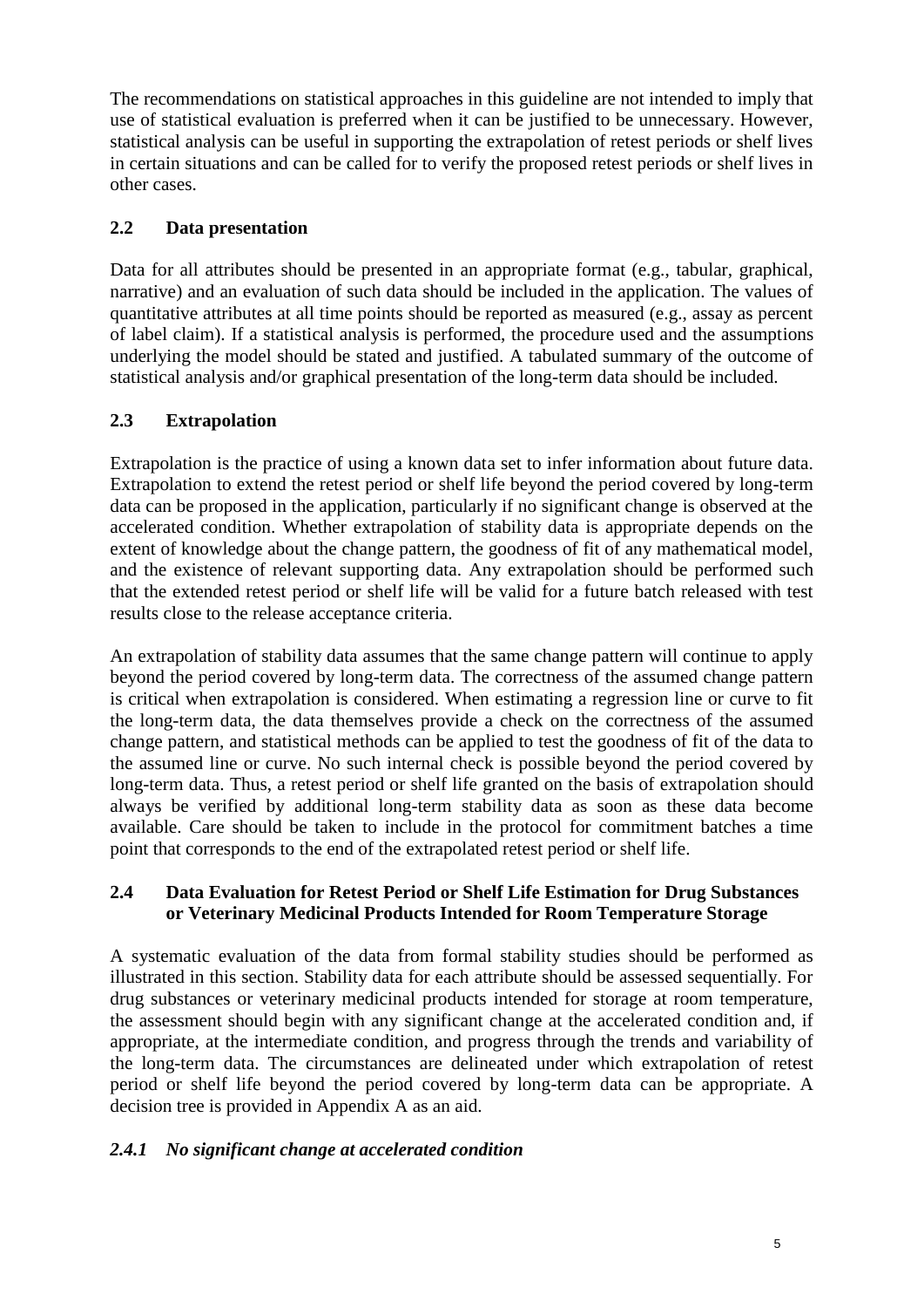The recommendations on statistical approaches in this guideline are not intended to imply that use of statistical evaluation is preferred when it can be justified to be unnecessary. However, statistical analysis can be useful in supporting the extrapolation of retest periods or shelf lives in certain situations and can be called for to verify the proposed retest periods or shelf lives in other cases.

## 2.2 Data presentation

Data for all attributes should be presented in an appropriate format (e.g., tabular, graphical, narrative) and an evaluation of such data should be included in the application. The values of quantitative attributes at all time points should be reported as measured (e.g., assay as percent of label claim). If a statistical analysis is performed, the procedure used and the assumptions underlying the model should be stated and justified. A tabulated summary of the outcome of statistical analysis and/or graphical presentation of the long-term data should be included.

## 2.3 Extrapolation

Extrapolation is the practice of using a known data set to infer information about future data. Extrapolation to extend the retest period or shelf life beyond the period covered by long-term data can be proposed in the application, particularly if no significant change is observed at the accelerated condition. Whether extrapolation of stability data is appropriate depends on the extent of knowledge about the change pattern, the goodness of fit of any mathematical model, and the existence of relevant supporting data. Any extrapolation should be performed such that the extended retest period or shelf life will be valid for a future batch released with test results close to the release acceptance criteria.

An extrapolation of stability data assumes that the same change pattern will continue to apply beyond the period covered by long-term data. The correctness of the assumed change pattern is critical when extrapolation is considered. When estimating a regression line or curve to fit the long-term data, the data themselves provide a check on the correctness of the assumed change pattern, and statistical methods can be applied to test the goodness of fit of the data to the assumed line or curve. No such internal check is possible beyond the period covered by long-term data. Thus, a retest period or shelf life granted on the basis of extrapolation should always be verified by additional long-term stability data as soon as these data become available. Care should be taken to include in the protocol for commitment batches a time point that corresponds to the end of the extrapolated retest period or shelf life.

## 2.4 Data Evaluation for Retest Period or Shelf Life Estimation for Drug Substances or Veterinary Medicinal Products Intended for Room Temperature Storage

A systematic evaluation of the data from formal stability studies should be performed as illustrated in this section. Stability data for each attribute should be assessed sequentially. For drug substances or veterinary medicinal products intended for storage at room temperature, the assessment should begin with any significant change at the accelerated condition and, if appropriate, at the intermediate condition, and progress through the trends and variability of the long-term data. The circumstances are delineated under which extrapolation of retest period or shelf life beyond the period covered by long-term data can be appropriate. A decision tree is provided in Appendix A as an aid.

### *2.4.1 No significant change at accelerated condition*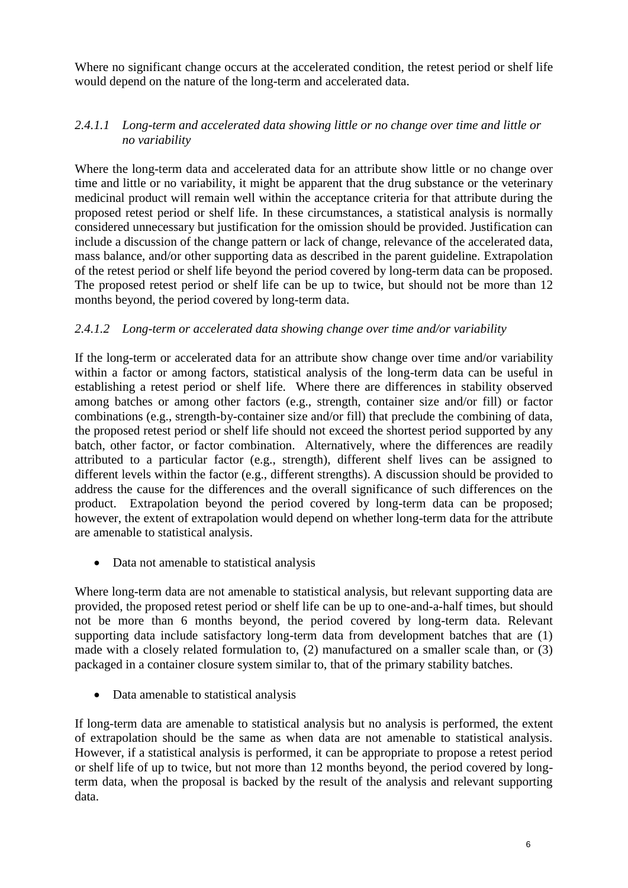Where no significant change occurs at the accelerated condition, the retest period or shelf life would depend on the nature of the long-term and accelerated data.

#### *2.4.1.1 Long-term and accelerated data showing little or no change over time and little or no variability*

Where the long-term data and accelerated data for an attribute show little or no change over time and little or no variability, it might be apparent that the drug substance or the veterinary medicinal product will remain well within the acceptance criteria for that attribute during the proposed retest period or shelf life. In these circumstances, a statistical analysis is normally considered unnecessary but justification for the omission should be provided. Justification can include a discussion of the change pattern or lack of change, relevance of the accelerated data, mass balance, and/or other supporting data as described in the parent guideline. Extrapolation of the retest period or shelf life beyond the period covered by long-term data can be proposed. The proposed retest period or shelf life can be up to twice, but should not be more than 12 months beyond, the period covered by long-term data.

#### *2.4.1.2 Long-term or accelerated data showing change over time and/or variability*

If the long-term or accelerated data for an attribute show change over time and/or variability within a factor or among factors, statistical analysis of the long-term data can be useful in establishing a retest period or shelf life. Where there are differences in stability observed among batches or among other factors (e.g., strength, container size and/or fill) or factor combinations (e.g., strength-by-container size and/or fill) that preclude the combining of data, the proposed retest period or shelf life should not exceed the shortest period supported by any batch, other factor, or factor combination. Alternatively, where the differences are readily attributed to a particular factor (e.g., strength), different shelf lives can be assigned to different levels within the factor (e.g., different strengths). A discussion should be provided to address the cause for the differences and the overall significance of such differences on the product. Extrapolation beyond the period covered by long-term data can be proposed; however, the extent of extrapolation would depend on whether long-term data for the attribute are amenable to statistical analysis.

- Data not amenable to statistical analysis

Where long-term data are not amenable to statistical analysis, but relevant supporting data are provided, the proposed retest period or shelf life can be up to one-and-a-half times, but should not be more than 6 months beyond, the period covered by long-term data. Relevant supporting data include satisfactory long-term data from development batches that are (1) made with a closely related formulation to, (2) manufactured on a smaller scale than, or (3) packaged in a container closure system similar to, that of the primary stability batches.

- Data amenable to statistical analysis

If long-term data are amenable to statistical analysis but no analysis is performed, the extent of extrapolation should be the same as when data are not amenable to statistical analysis. However, if a statistical analysis is performed, it can be appropriate to propose a retest period or shelf life of up to twice, but not more than 12 months beyond, the period covered by long-term data, when the proposal is backed by the result of the analysis and relevant supporting data.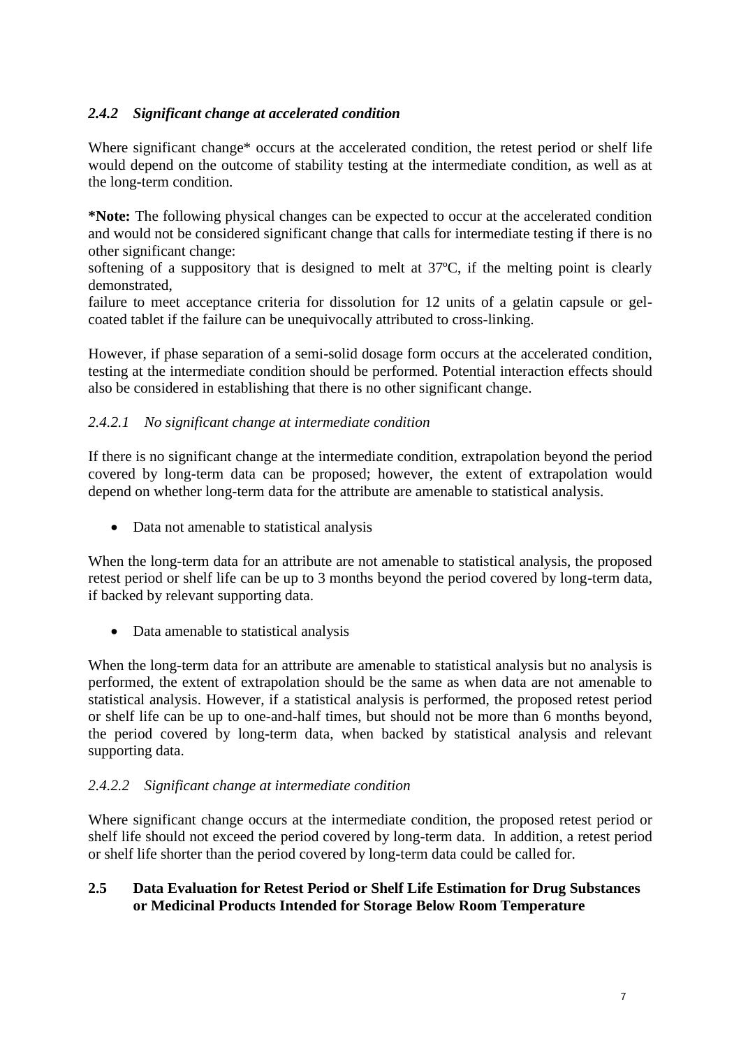#### *2.4.2 Significant change at accelerated condition*

Where significant change* occurs at the accelerated condition, the retest period or shelf life would depend on the outcome of stability testing at the intermediate condition, as well as at the long-term condition.

***Note:** The following physical changes can be expected to occur at the accelerated condition and would not be considered significant change that calls for intermediate testing if there is no other significant change:

softening of a suppository that is designed to melt at 37ºC, if the melting point is clearly demonstrated,

failure to meet acceptance criteria for dissolution for 12 units of a gelatin capsule or gel-coated tablet if the failure can be unequivocally attributed to cross-linking.

However, if phase separation of a semi-solid dosage form occurs at the accelerated condition, testing at the intermediate condition should be performed. Potential interaction effects should also be considered in establishing that there is no other significant change.

##### *2.4.2.1 No significant change at intermediate condition*

If there is no significant change at the intermediate condition, extrapolation beyond the period covered by long-term data can be proposed; however, the extent of extrapolation would depend on whether long-term data for the attribute are amenable to statistical analysis.

- Data not amenable to statistical analysis

When the long-term data for an attribute are not amenable to statistical analysis, the proposed retest period or shelf life can be up to 3 months beyond the period covered by long-term data, if backed by relevant supporting data.

- Data amenable to statistical analysis

When the long-term data for an attribute are amenable to statistical analysis but no analysis is performed, the extent of extrapolation should be the same as when data are not amenable to statistical analysis. However, if a statistical analysis is performed, the proposed retest period or shelf life can be up to one-and-half times, but should not be more than 6 months beyond, the period covered by long-term data, when backed by statistical analysis and relevant supporting data.

##### *2.4.2.2 Significant change at intermediate condition*

Where significant change occurs at the intermediate condition, the proposed retest period or shelf life should not exceed the period covered by long-term data. In addition, a retest period or shelf life shorter than the period covered by long-term data could be called for.

### 2.5 Data Evaluation for Retest Period or Shelf Life Estimation for Drug Substances or Medicinal Products Intended for Storage Below Room Temperature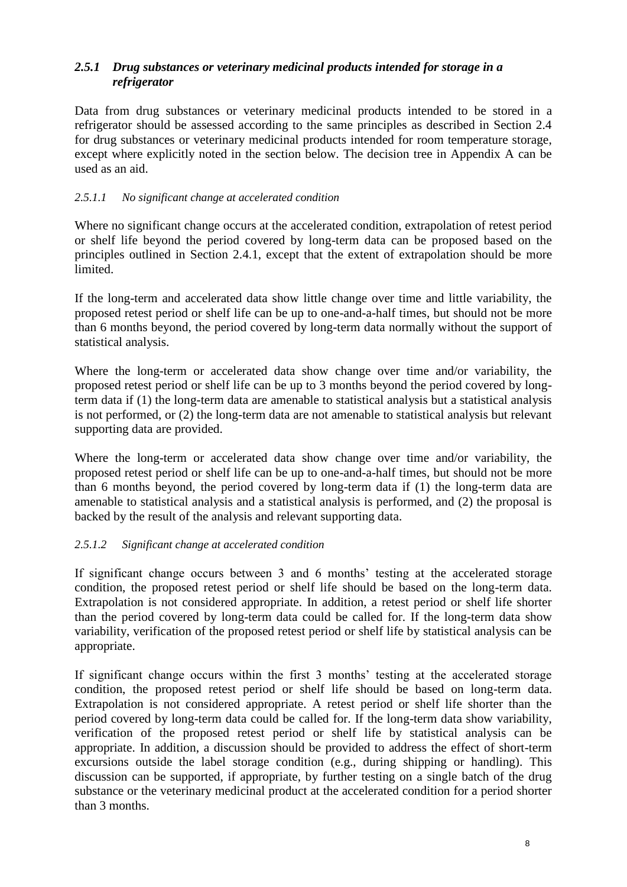### *2.5.1 Drug substances or veterinary medicinal products intended for storage in a refrigerator*

Data from drug substances or veterinary medicinal products intended to be stored in a refrigerator should be assessed according to the same principles as described in Section 2.4 for drug substances or veterinary medicinal products intended for room temperature storage, except where explicitly noted in the section below. The decision tree in Appendix A can be used as an aid.

#### *2.5.1.1 No significant change at accelerated condition*

Where no significant change occurs at the accelerated condition, extrapolation of retest period or shelf life beyond the period covered by long-term data can be proposed based on the principles outlined in Section 2.4.1, except that the extent of extrapolation should be more limited.

If the long-term and accelerated data show little change over time and little variability, the proposed retest period or shelf life can be up to one-and-a-half times, but should not be more than 6 months beyond, the period covered by long-term data normally without the support of statistical analysis.

Where the long-term or accelerated data show change over time and/or variability, the proposed retest period or shelf life can be up to 3 months beyond the period covered by long-term data if (1) the long-term data are amenable to statistical analysis but a statistical analysis is not performed, or (2) the long-term data are not amenable to statistical analysis but relevant supporting data are provided.

Where the long-term or accelerated data show change over time and/or variability, the proposed retest period or shelf life can be up to one-and-a-half times, but should not be more than 6 months beyond, the period covered by long-term data if (1) the long-term data are amenable to statistical analysis and a statistical analysis is performed, and (2) the proposal is backed by the result of the analysis and relevant supporting data.

#### *2.5.1.2 Significant change at accelerated condition*

If significant change occurs between 3 and 6 months' testing at the accelerated storage condition, the proposed retest period or shelf life should be based on the long-term data. Extrapolation is not considered appropriate. In addition, a retest period or shelf life shorter than the period covered by long-term data could be called for. If the long-term data show variability, verification of the proposed retest period or shelf life by statistical analysis can be appropriate.

If significant change occurs within the first 3 months' testing at the accelerated storage condition, the proposed retest period or shelf life should be based on long-term data. Extrapolation is not considered appropriate. A retest period or shelf life shorter than the period covered by long-term data could be called for. If the long-term data show variability, verification of the proposed retest period or shelf life by statistical analysis can be appropriate. In addition, a discussion should be provided to address the effect of short-term excursions outside the label storage condition (e.g., during shipping or handling). This discussion can be supported, if appropriate, by further testing on a single batch of the drug substance or the veterinary medicinal product at the accelerated condition for a period shorter than 3 months.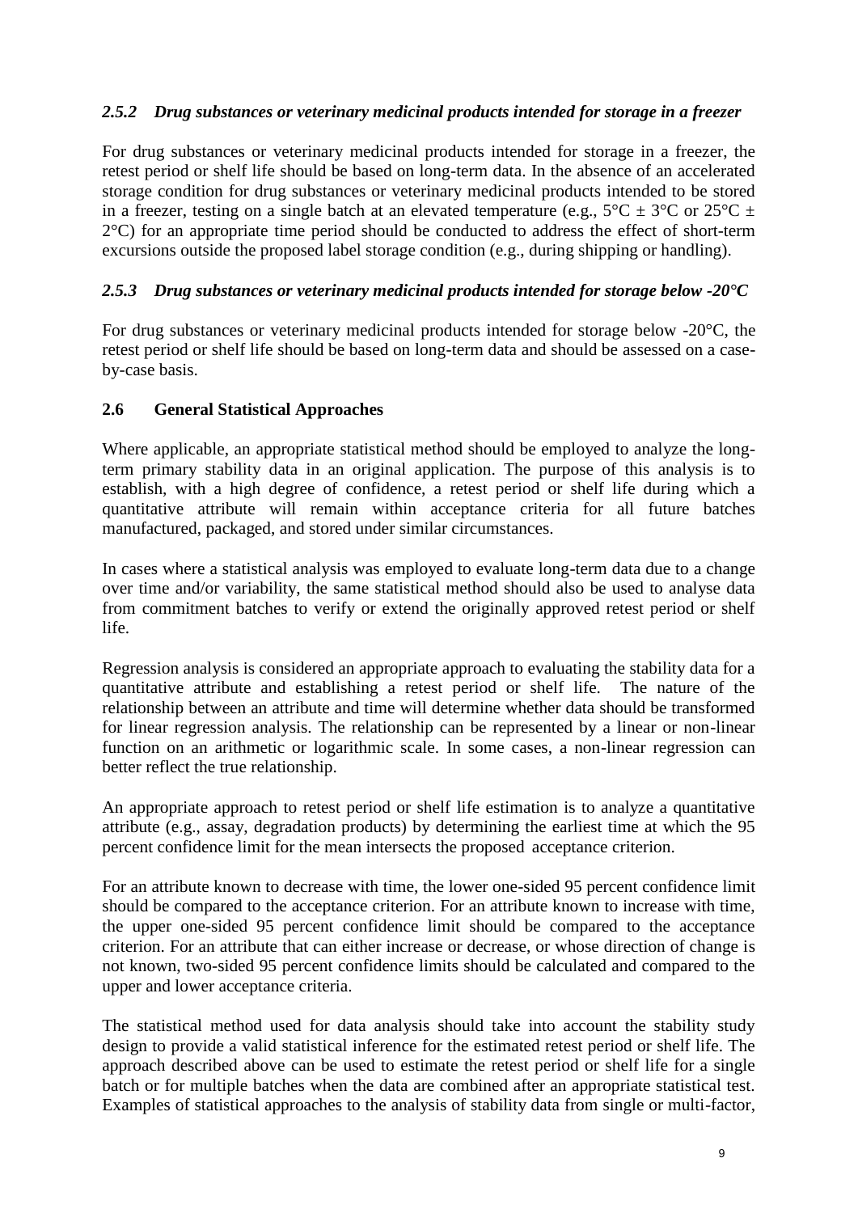### *2.5.2 Drug substances or veterinary medicinal products intended for storage in a freezer*

For drug substances or veterinary medicinal products intended for storage in a freezer, the retest period or shelf life should be based on long-term data. In the absence of an accelerated storage condition for drug substances or veterinary medicinal products intended to be stored in a freezer, testing on a single batch at an elevated temperature (e.g., 5°C ± 3°C or 25°C ± 2°C) for an appropriate time period should be conducted to address the effect of short-term excursions outside the proposed label storage condition (e.g., during shipping or handling).

### *2.5.3 Drug substances or veterinary medicinal products intended for storage below -20°C*

For drug substances or veterinary medicinal products intended for storage below -20°C, the retest period or shelf life should be based on long-term data and should be assessed on a case-by-case basis.

## 2.6 General Statistical Approaches

Where applicable, an appropriate statistical method should be employed to analyze the long-term primary stability data in an original application. The purpose of this analysis is to establish, with a high degree of confidence, a retest period or shelf life during which a quantitative attribute will remain within acceptance criteria for all future batches manufactured, packaged, and stored under similar circumstances.

In cases where a statistical analysis was employed to evaluate long-term data due to a change over time and/or variability, the same statistical method should also be used to analyse data from commitment batches to verify or extend the originally approved retest period or shelf life.

Regression analysis is considered an appropriate approach to evaluating the stability data for a quantitative attribute and establishing a retest period or shelf life. The nature of the relationship between an attribute and time will determine whether data should be transformed for linear regression analysis. The relationship can be represented by a linear or non-linear function on an arithmetic or logarithmic scale. In some cases, a non-linear regression can better reflect the true relationship.

An appropriate approach to retest period or shelf life estimation is to analyze a quantitative attribute (e.g., assay, degradation products) by determining the earliest time at which the 95 percent confidence limit for the mean intersects the proposed acceptance criterion.

For an attribute known to decrease with time, the lower one-sided 95 percent confidence limit should be compared to the acceptance criterion. For an attribute known to increase with time, the upper one-sided 95 percent confidence limit should be compared to the acceptance criterion. For an attribute that can either increase or decrease, or whose direction of change is not known, two-sided 95 percent confidence limits should be calculated and compared to the upper and lower acceptance criteria.

The statistical method used for data analysis should take into account the stability study design to provide a valid statistical inference for the estimated retest period or shelf life. The approach described above can be used to estimate the retest period or shelf life for a single batch or for multiple batches when the data are combined after an appropriate statistical test. Examples of statistical approaches to the analysis of stability data from single or multi-factor,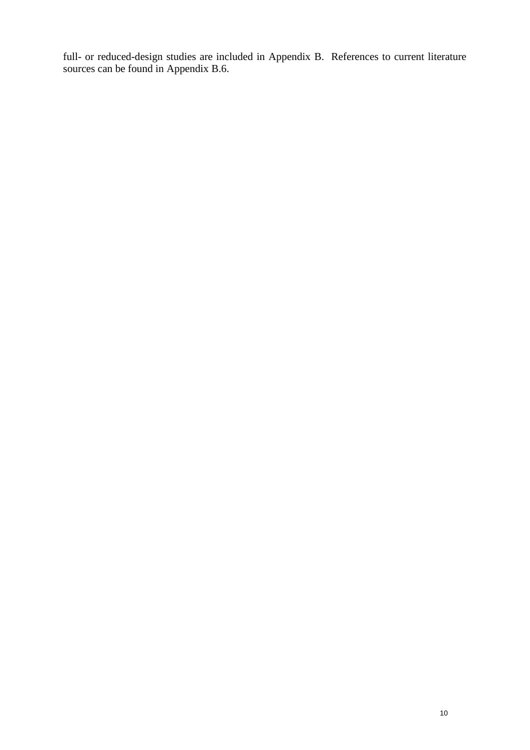full- or reduced-design studies are included in Appendix B. References to current literature sources can be found in Appendix B.6.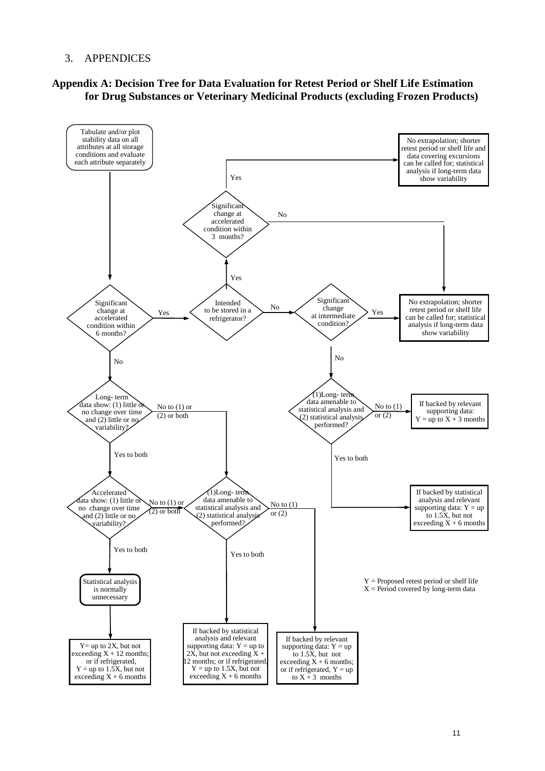## 3. APPENDICES

### Appendix A: Decision Tree for Data Evaluation for Retest Period or Shelf Life Estimation for Drug Substances or Veterinary Medicinal Products (excluding Frozen Products)

Tabulate and/or plot stability data on all attributes at all storage conditions and evaluate each attribute separately

Significant change at accelerated condition within 6 months?

- Yes → Intended to be stored in a refrigerator?
  - Yes → Significant change at accelerated condition within 3 months?
    - Yes → No extrapolation; shorter retest period or shelf life and data covering excursions can be called for; statistical analysis if long-term data show variability
    - No → No extrapolation; shorter retest period or shelf life can be called for; statistical analysis if long-term data show variability
  - No → Significant change at intermediate condition?
    - Yes → No extrapolation; shorter retest period or shelf life can be called for; statistical analysis if long-term data show variability
    - No → (1) Long- term data amenable to statistical analysis and (2) statistical analysis performed?
      - No to (1) or (2) → If backed by relevant supporting data: Y = up to X + 3 months
      - Yes to both → If backed by statistical analysis and relevant supporting data: Y = up to 1.5X, but not exceeding X + 6 months
- No → Long- term data show: (1) little or no change over time and (2) little or no variability?
  - No to (1) or (2) or both → (1) Long- term data amenable to statistical analysis and (2) statistical analysis performed?
    - No to (1) or (2) → If backed by relevant supporting data: Y = up to 1.5X, but not exceeding X + 6 months; or if refrigerated, Y = up to X + 3 months
    - Yes to both → If backed by statistical analysis and relevant supporting data: Y = up to 2X, but not exceeding X + 12 months; or if refrigerated, Y = up to 1.5X, but not exceeding X + 6 months
  - Yes to both → Accelerated data show: (1) little or no change over time and (2) little or no variability?
    - No to (1) or (2) or both → (1) Long- term data amenable to statistical analysis and (2) statistical analysis performed?
    - Yes to both → Statistical analysis is normally unnecessary → Y= up to 2X, but not exceeding X + 12 months; or if refrigerated, Y = up to 1.5X, but not exceeding X + 6 months

Y = Proposed retest period or shelf life
X = Period covered by long-term data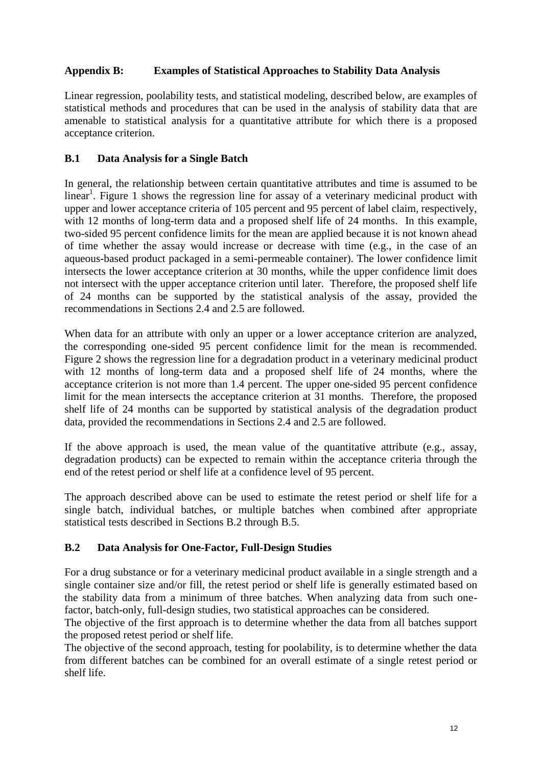## Appendix B: Examples of Statistical Approaches to Stability Data Analysis

Linear regression, poolability tests, and statistical modeling, described below, are examples of statistical methods and procedures that can be used in the analysis of stability data that are amenable to statistical analysis for a quantitative attribute for which there is a proposed acceptance criterion.

### B.1 Data Analysis for a Single Batch

In general, the relationship between certain quantitative attributes and time is assumed to be linear[1]. Figure 1 shows the regression line for assay of a veterinary medicinal product with upper and lower acceptance criteria of 105 percent and 95 percent of label claim, respectively, with 12 months of long-term data and a proposed shelf life of 24 months. In this example, two-sided 95 percent confidence limits for the mean are applied because it is not known ahead of time whether the assay would increase or decrease with time (e.g., in the case of an aqueous-based product packaged in a semi-permeable container). The lower confidence limit intersects the lower acceptance criterion at 30 months, while the upper confidence limit does not intersect with the upper acceptance criterion until later. Therefore, the proposed shelf life of 24 months can be supported by the statistical analysis of the assay, provided the recommendations in Sections 2.4 and 2.5 are followed.

When data for an attribute with only an upper or a lower acceptance criterion are analyzed, the corresponding one-sided 95 percent confidence limit for the mean is recommended. Figure 2 shows the regression line for a degradation product in a veterinary medicinal product with 12 months of long-term data and a proposed shelf life of 24 months, where the acceptance criterion is not more than 1.4 percent. The upper one-sided 95 percent confidence limit for the mean intersects the acceptance criterion at 31 months. Therefore, the proposed shelf life of 24 months can be supported by statistical analysis of the degradation product data, provided the recommendations in Sections 2.4 and 2.5 are followed.

If the above approach is used, the mean value of the quantitative attribute (e.g., assay, degradation products) can be expected to remain within the acceptance criteria through the end of the retest period or shelf life at a confidence level of 95 percent.

The approach described above can be used to estimate the retest period or shelf life for a single batch, individual batches, or multiple batches when combined after appropriate statistical tests described in Sections B.2 through B.5.

### B.2 Data Analysis for One-Factor, Full-Design Studies

For a drug substance or for a veterinary medicinal product available in a single strength and a single container size and/or fill, the retest period or shelf life is generally estimated based on the stability data from a minimum of three batches. When analyzing data from such one-factor, batch-only, full-design studies, two statistical approaches can be considered.

The objective of the first approach is to determine whether the data from all batches support the proposed retest period or shelf life.

The objective of the second approach, testing for poolability, is to determine whether the data from different batches can be combined for an overall estimate of a single retest period or shelf life.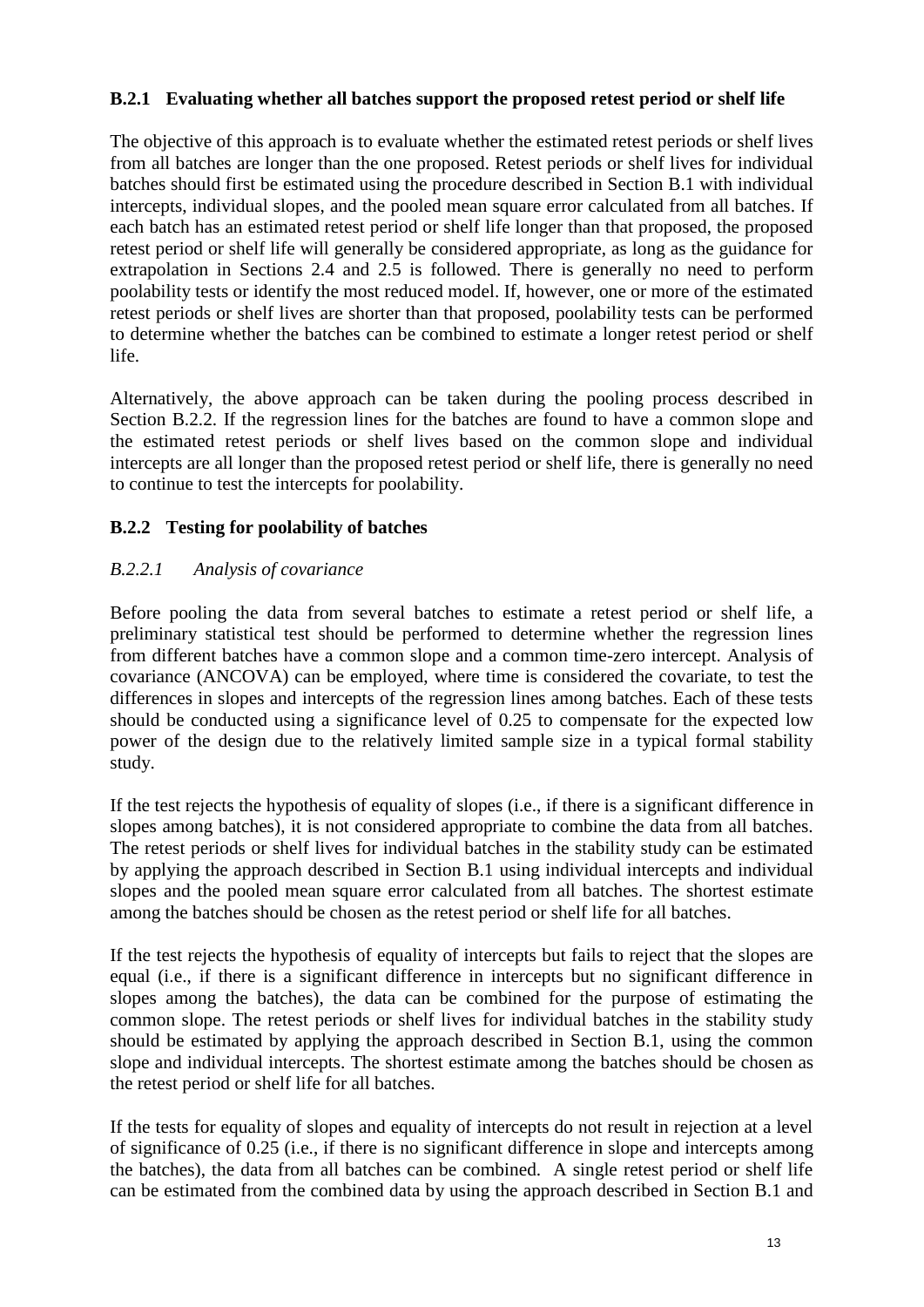### B.2.1 Evaluating whether all batches support the proposed retest period or shelf life

The objective of this approach is to evaluate whether the estimated retest periods or shelf lives from all batches are longer than the one proposed. Retest periods or shelf lives for individual batches should first be estimated using the procedure described in Section B.1 with individual intercepts, individual slopes, and the pooled mean square error calculated from all batches. If each batch has an estimated retest period or shelf life longer than that proposed, the proposed retest period or shelf life will generally be considered appropriate, as long as the guidance for extrapolation in Sections 2.4 and 2.5 is followed. There is generally no need to perform poolability tests or identify the most reduced model. If, however, one or more of the estimated retest periods or shelf lives are shorter than that proposed, poolability tests can be performed to determine whether the batches can be combined to estimate a longer retest period or shelf life.

Alternatively, the above approach can be taken during the pooling process described in Section B.2.2. If the regression lines for the batches are found to have a common slope and the estimated retest periods or shelf lives based on the common slope and individual intercepts are all longer than the proposed retest period or shelf life, there is generally no need to continue to test the intercepts for poolability.

### B.2.2 Testing for poolability of batches

#### *B.2.2.1 Analysis of covariance*

Before pooling the data from several batches to estimate a retest period or shelf life, a preliminary statistical test should be performed to determine whether the regression lines from different batches have a common slope and a common time-zero intercept. Analysis of covariance (ANCOVA) can be employed, where time is considered the covariate, to test the differences in slopes and intercepts of the regression lines among batches. Each of these tests should be conducted using a significance level of 0.25 to compensate for the expected low power of the design due to the relatively limited sample size in a typical formal stability study.

If the test rejects the hypothesis of equality of slopes (i.e., if there is a significant difference in slopes among batches), it is not considered appropriate to combine the data from all batches. The retest periods or shelf lives for individual batches in the stability study can be estimated by applying the approach described in Section B.1 using individual intercepts and individual slopes and the pooled mean square error calculated from all batches. The shortest estimate among the batches should be chosen as the retest period or shelf life for all batches.

If the test rejects the hypothesis of equality of intercepts but fails to reject that the slopes are equal (i.e., if there is a significant difference in intercepts but no significant difference in slopes among the batches), the data can be combined for the purpose of estimating the common slope. The retest periods or shelf lives for individual batches in the stability study should be estimated by applying the approach described in Section B.1, using the common slope and individual intercepts. The shortest estimate among the batches should be chosen as the retest period or shelf life for all batches.

If the tests for equality of slopes and equality of intercepts do not result in rejection at a level of significance of 0.25 (i.e., if there is no significant difference in slope and intercepts among the batches), the data from all batches can be combined. A single retest period or shelf life can be estimated from the combined data by using the approach described in Section B.1 and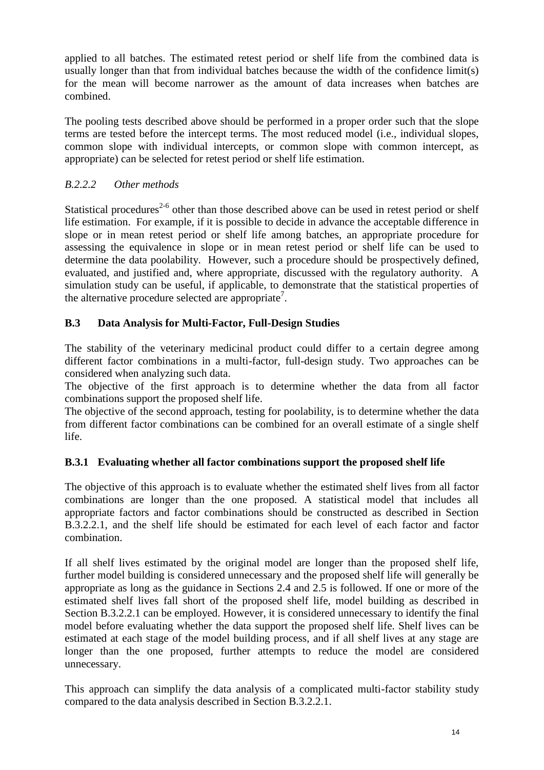applied to all batches. The estimated retest period or shelf life from the combined data is usually longer than that from individual batches because the width of the confidence limit(s) for the mean will become narrower as the amount of data increases when batches are combined.

The pooling tests described above should be performed in a proper order such that the slope terms are tested before the intercept terms. The most reduced model (i.e., individual slopes, common slope with individual intercepts, or common slope with common intercept, as appropriate) can be selected for retest period or shelf life estimation.

#### *B.2.2.2 Other methods*

Statistical procedures[2-6] other than those described above can be used in retest period or shelf life estimation. For example, if it is possible to decide in advance the acceptable difference in slope or in mean retest period or shelf life among batches, an appropriate procedure for assessing the equivalence in slope or in mean retest period or shelf life can be used to determine the data poolability. However, such a procedure should be prospectively defined, evaluated, and justified and, where appropriate, discussed with the regulatory authority. A simulation study can be useful, if applicable, to demonstrate that the statistical properties of the alternative procedure selected are appropriate[7].

## B.3 Data Analysis for Multi-Factor, Full-Design Studies

The stability of the veterinary medicinal product could differ to a certain degree among different factor combinations in a multi-factor, full-design study. Two approaches can be considered when analyzing such data.

The objective of the first approach is to determine whether the data from all factor combinations support the proposed shelf life.

The objective of the second approach, testing for poolability, is to determine whether the data from different factor combinations can be combined for an overall estimate of a single shelf life.

### B.3.1 Evaluating whether all factor combinations support the proposed shelf life

The objective of this approach is to evaluate whether the estimated shelf lives from all factor combinations are longer than the one proposed. A statistical model that includes all appropriate factors and factor combinations should be constructed as described in Section B.3.2.2.1, and the shelf life should be estimated for each level of each factor and factor combination.

If all shelf lives estimated by the original model are longer than the proposed shelf life, further model building is considered unnecessary and the proposed shelf life will generally be appropriate as long as the guidance in Sections 2.4 and 2.5 is followed. If one or more of the estimated shelf lives fall short of the proposed shelf life, model building as described in Section B.3.2.2.1 can be employed. However, it is considered unnecessary to identify the final model before evaluating whether the data support the proposed shelf life. Shelf lives can be estimated at each stage of the model building process, and if all shelf lives at any stage are longer than the one proposed, further attempts to reduce the model are considered unnecessary.

This approach can simplify the data analysis of a complicated multi-factor stability study compared to the data analysis described in Section B.3.2.2.1.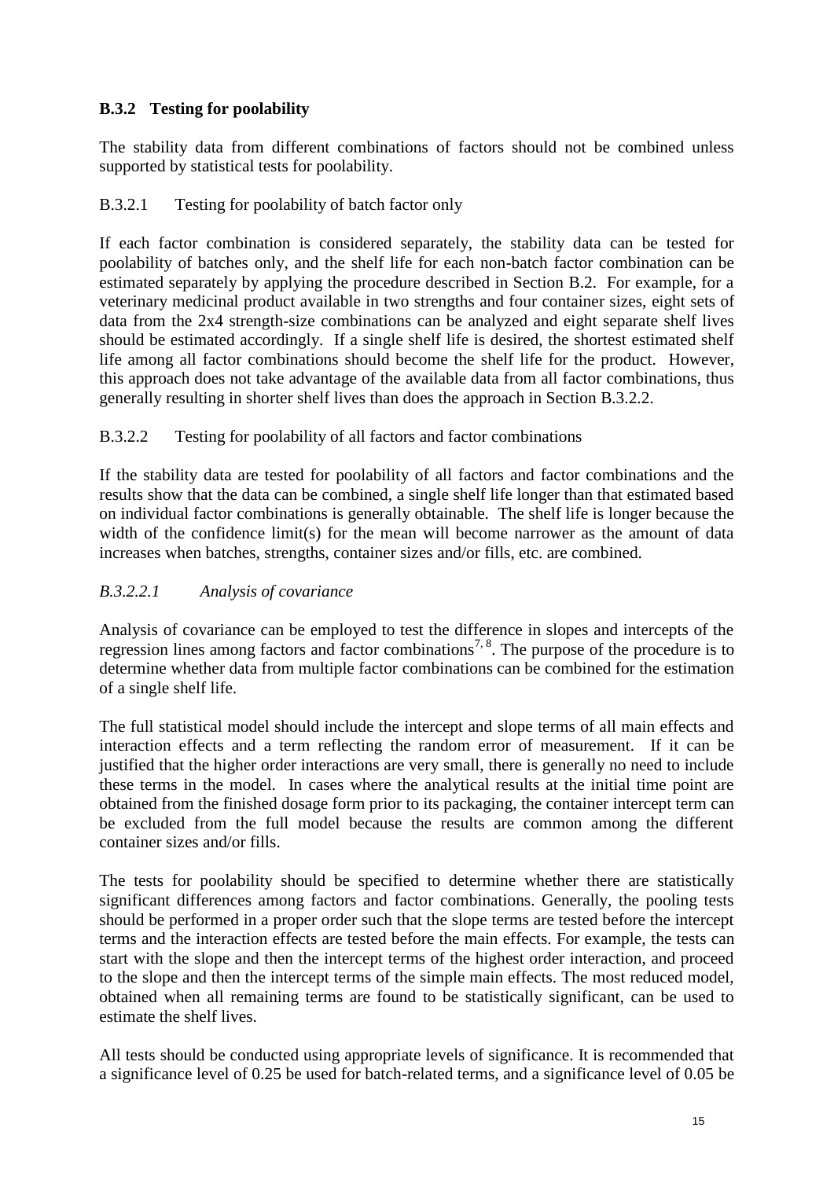### B.3.2 Testing for poolability

The stability data from different combinations of factors should not be combined unless supported by statistical tests for poolability.

#### B.3.2.1 Testing for poolability of batch factor only

If each factor combination is considered separately, the stability data can be tested for poolability of batches only, and the shelf life for each non-batch factor combination can be estimated separately by applying the procedure described in Section B.2. For example, for a veterinary medicinal product available in two strengths and four container sizes, eight sets of data from the 2x4 strength-size combinations can be analyzed and eight separate shelf lives should be estimated accordingly. If a single shelf life is desired, the shortest estimated shelf life among all factor combinations should become the shelf life for the product. However, this approach does not take advantage of the available data from all factor combinations, thus generally resulting in shorter shelf lives than does the approach in Section B.3.2.2.

#### B.3.2.2 Testing for poolability of all factors and factor combinations

If the stability data are tested for poolability of all factors and factor combinations and the results show that the data can be combined, a single shelf life longer than that estimated based on individual factor combinations is generally obtainable. The shelf life is longer because the width of the confidence limit(s) for the mean will become narrower as the amount of data increases when batches, strengths, container sizes and/or fills, etc. are combined.

##### *B.3.2.2.1 Analysis of covariance*

Analysis of covariance can be employed to test the difference in slopes and intercepts of the regression lines among factors and factor combinations[7, 8]. The purpose of the procedure is to determine whether data from multiple factor combinations can be combined for the estimation of a single shelf life.

The full statistical model should include the intercept and slope terms of all main effects and interaction effects and a term reflecting the random error of measurement. If it can be justified that the higher order interactions are very small, there is generally no need to include these terms in the model. In cases where the analytical results at the initial time point are obtained from the finished dosage form prior to its packaging, the container intercept term can be excluded from the full model because the results are common among the different container sizes and/or fills.

The tests for poolability should be specified to determine whether there are statistically significant differences among factors and factor combinations. Generally, the pooling tests should be performed in a proper order such that the slope terms are tested before the intercept terms and the interaction effects are tested before the main effects. For example, the tests can start with the slope and then the intercept terms of the highest order interaction, and proceed to the slope and then the intercept terms of the simple main effects. The most reduced model, obtained when all remaining terms are found to be statistically significant, can be used to estimate the shelf lives.

All tests should be conducted using appropriate levels of significance. It is recommended that a significance level of 0.25 be used for batch-related terms, and a significance level of 0.05 be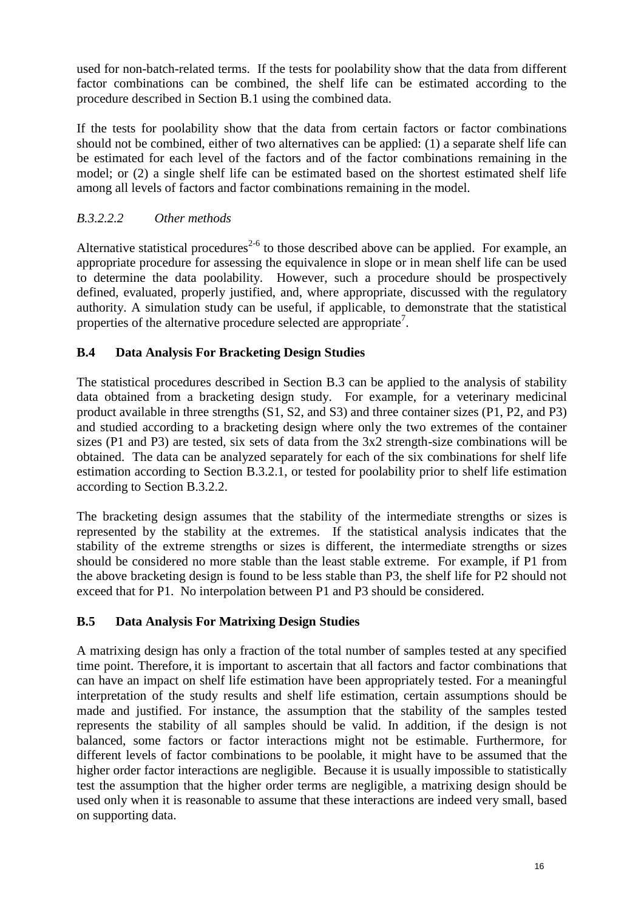used for non-batch-related terms. If the tests for poolability show that the data from different factor combinations can be combined, the shelf life can be estimated according to the procedure described in Section B.1 using the combined data.

If the tests for poolability show that the data from certain factors or factor combinations should not be combined, either of two alternatives can be applied: (1) a separate shelf life can be estimated for each level of the factors and of the factor combinations remaining in the model; or (2) a single shelf life can be estimated based on the shortest estimated shelf life among all levels of factors and factor combinations remaining in the model.

#### *B.3.2.2.2 Other methods*

Alternative statistical procedures[2-6] to those described above can be applied. For example, an appropriate procedure for assessing the equivalence in slope or in mean shelf life can be used to determine the data poolability. However, such a procedure should be prospectively defined, evaluated, properly justified, and, where appropriate, discussed with the regulatory authority. A simulation study can be useful, if applicable, to demonstrate that the statistical properties of the alternative procedure selected are appropriate[7].

## B.4 Data Analysis For Bracketing Design Studies

The statistical procedures described in Section B.3 can be applied to the analysis of stability data obtained from a bracketing design study. For example, for a veterinary medicinal product available in three strengths (S1, S2, and S3) and three container sizes (P1, P2, and P3) and studied according to a bracketing design where only the two extremes of the container sizes (P1 and P3) are tested, six sets of data from the 3x2 strength-size combinations will be obtained. The data can be analyzed separately for each of the six combinations for shelf life estimation according to Section B.3.2.1, or tested for poolability prior to shelf life estimation according to Section B.3.2.2.

The bracketing design assumes that the stability of the intermediate strengths or sizes is represented by the stability at the extremes. If the statistical analysis indicates that the stability of the extreme strengths or sizes is different, the intermediate strengths or sizes should be considered no more stable than the least stable extreme. For example, if P1 from the above bracketing design is found to be less stable than P3, the shelf life for P2 should not exceed that for P1. No interpolation between P1 and P3 should be considered.

## B.5 Data Analysis For Matrixing Design Studies

A matrixing design has only a fraction of the total number of samples tested at any specified time point. Therefore, it is important to ascertain that all factors and factor combinations that can have an impact on shelf life estimation have been appropriately tested. For a meaningful interpretation of the study results and shelf life estimation, certain assumptions should be made and justified. For instance, the assumption that the stability of the samples tested represents the stability of all samples should be valid. In addition, if the design is not balanced, some factors or factor interactions might not be estimable. Furthermore, for different levels of factor combinations to be poolable, it might have to be assumed that the higher order factor interactions are negligible. Because it is usually impossible to statistically test the assumption that the higher order terms are negligible, a matrixing design should be used only when it is reasonable to assume that these interactions are indeed very small, based on supporting data.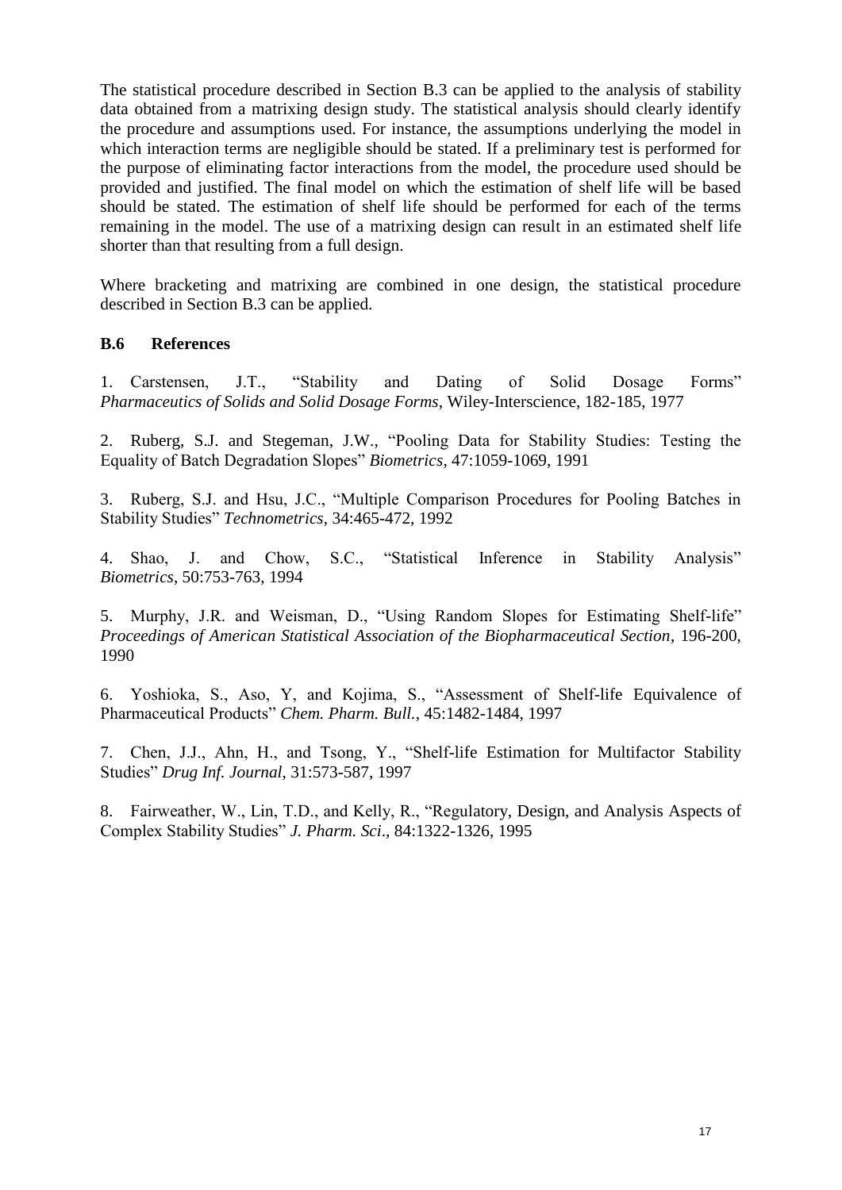The statistical procedure described in Section B.3 can be applied to the analysis of stability data obtained from a matrixing design study. The statistical analysis should clearly identify the procedure and assumptions used. For instance, the assumptions underlying the model in which interaction terms are negligible should be stated. If a preliminary test is performed for the purpose of eliminating factor interactions from the model, the procedure used should be provided and justified. The final model on which the estimation of shelf life will be based should be stated. The estimation of shelf life should be performed for each of the terms remaining in the model. The use of a matrixing design can result in an estimated shelf life shorter than that resulting from a full design.

Where bracketing and matrixing are combined in one design, the statistical procedure described in Section B.3 can be applied.

### B.6 References

1. Carstensen, J.T., "Stability and Dating of Solid Dosage Forms" *Pharmaceutics of Solids and Solid Dosage Forms*, Wiley-Interscience, 182-185, 1977

2. Ruberg, S.J. and Stegeman, J.W., "Pooling Data for Stability Studies: Testing the Equality of Batch Degradation Slopes" *Biometrics*, 47:1059-1069, 1991

3. Ruberg, S.J. and Hsu, J.C., "Multiple Comparison Procedures for Pooling Batches in Stability Studies" *Technometrics*, 34:465-472, 1992

4. Shao, J. and Chow, S.C., "Statistical Inference in Stability Analysis" *Biometrics*, 50:753-763, 1994

5. Murphy, J.R. and Weisman, D., "Using Random Slopes for Estimating Shelf-life" *Proceedings of American Statistical Association of the Biopharmaceutical Section*, 196-200, 1990

6. Yoshioka, S., Aso, Y, and Kojima, S., "Assessment of Shelf-life Equivalence of Pharmaceutical Products" *Chem. Pharm. Bull.*, 45:1482-1484, 1997

7. Chen, J.J., Ahn, H., and Tsong, Y., "Shelf-life Estimation for Multifactor Stability Studies" *Drug Inf. Journal*, 31:573-587, 1997

8. Fairweather, W., Lin, T.D., and Kelly, R., "Regulatory, Design, and Analysis Aspects of Complex Stability Studies" *J. Pharm. Sci*., 84:1322-1326, 1995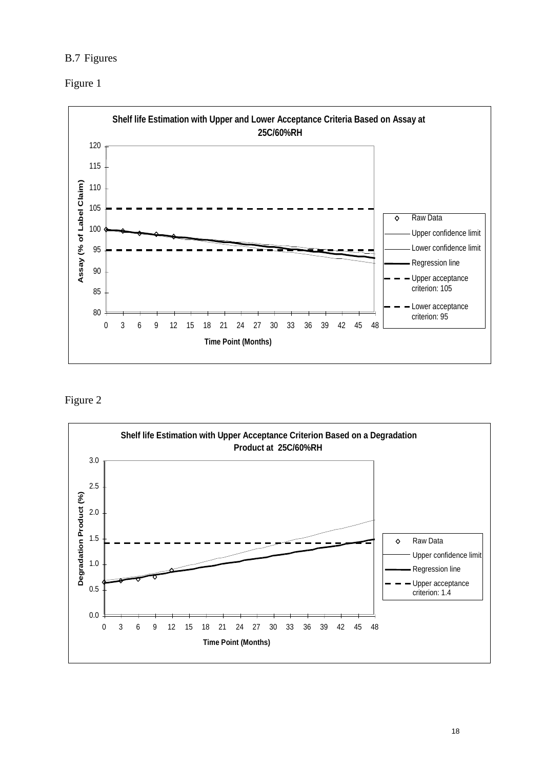B.7 Figures

Figure 1

Shelf life Estimation with Upper and Lower Acceptance Criteria Based on Assay at 25C/60%RH

Assay (% of Label Claim)

120
115
110
105
100
95
90
85
80

0 3 6 9 12 15 18 21 24 27 30 33 36 39 42 45 48

Time Point (Months)

Raw Data
Upper confidence limit
Lower confidence limit
Regression line
Upper acceptance criterion: 105
Lower acceptance criterion: 95

Figure 2

Shelf life Estimation with Upper Acceptance Criterion Based on a Degradation Product at 25C/60%RH

Degradation Product (%)

3.0
2.5
2.0
1.5
1.0
0.5
0.0

0 3 6 9 12 15 18 21 24 27 30 33 36 39 42 45 48

Time Point (Months)

Raw Data
Upper confidence limit
Regression line
Upper acceptance criterion: 1.4